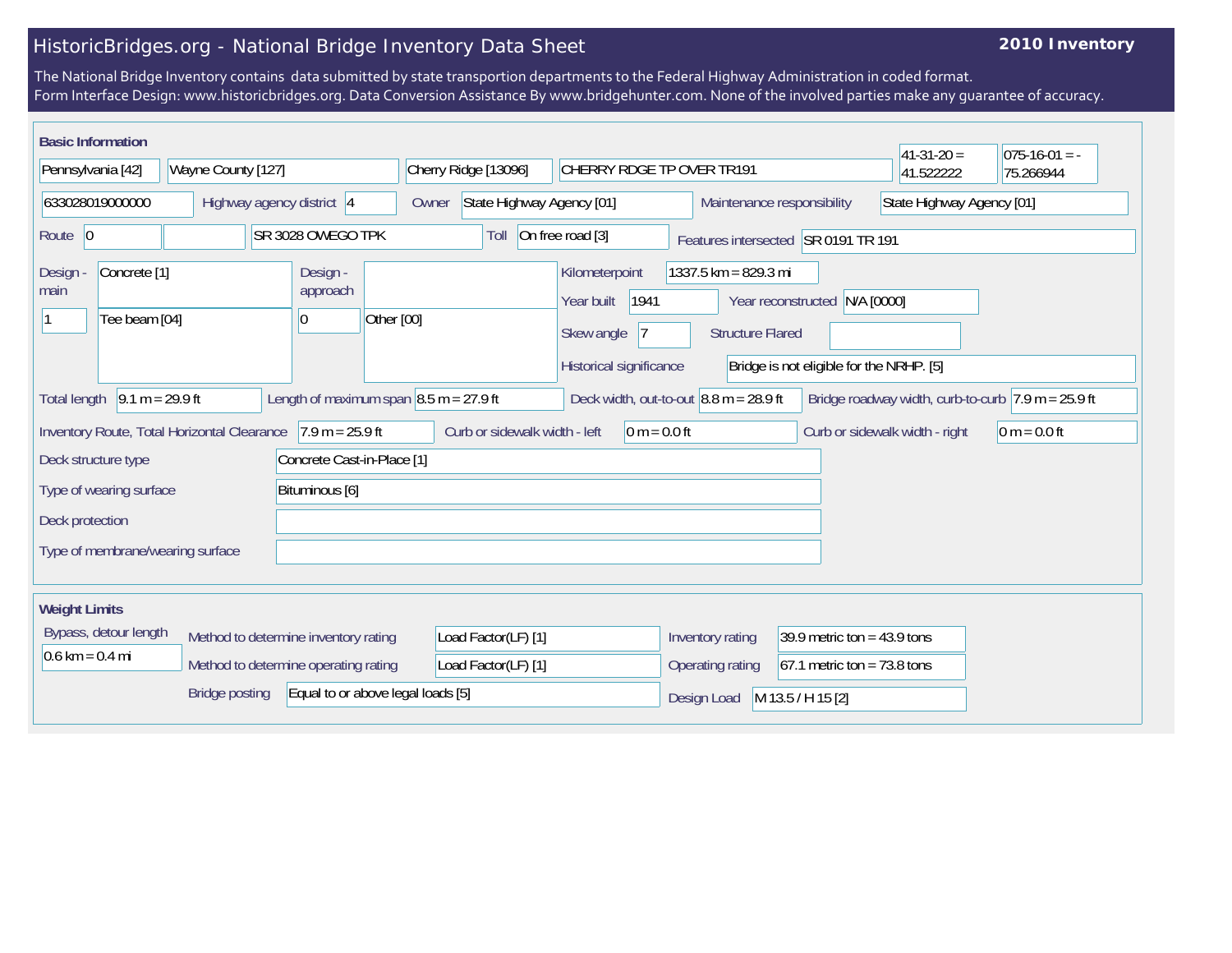# HistoricBridges.org - National Bridge Inventory Data Sheet

**2010 Inventory**

The National Bridge Inventory contains data submitted by state transportion departments to the Federal Highway Administration in coded format.
Form Interface Design: www.historicbridges.org. Data Conversion Assistance By www.bridgehunter.com. None of the involved parties make any guarantee of accuracy.

## Basic Information

| | |
|---|---|
| State | Pennsylvania [42] |
| County | Wayne County [127] |
| Place | Cherry Ridge [13096] |
| Facility | CHERRY RDGE TP OVER TR191 |
| Latitude | 41-31-20 = 41.522222 |
| Longitude | 075-16-01 = -75.266944 |
| Structure number | 633028019000000 |
| Highway agency district | 4 |
| Owner | State Highway Agency [01] |
| Maintenance responsibility | State Highway Agency [01] |
| Route | 0 |
| Route name | SR 3028 OWEGO TPK |
| Toll | On free road [3] |
| Features intersected | SR 0191 TR 191 |
| Design - main | Concrete [1] |
| Design - main (spans) | 1 |
| Design - main (type) | Tee beam [04] |
| Design - approach | |
| Design - approach (spans) | 0 |
| Design - approach (type) | Other [00] |
| Kilometerpoint | 1337.5 km = 829.3 mi |
| Year built | 1941 |
| Year reconstructed | N/A [0000] |
| Skew angle | 7 |
| Structure Flared | |
| Historical significance | Bridge is not eligible for the NRHP. [5] |
| Total length | 9.1 m = 29.9 ft |
| Length of maximum span | 8.5 m = 27.9 ft |
| Deck width, out-to-out | 8.8 m = 28.9 ft |
| Bridge roadway width, curb-to-curb | 7.9 m = 25.9 ft |
| Inventory Route, Total Horizontal Clearance | 7.9 m = 25.9 ft |
| Curb or sidewalk width - left | 0 m = 0.0 ft |
| Curb or sidewalk width - right | 0 m = 0.0 ft |
| Deck structure type | Concrete Cast-in-Place [1] |
| Type of wearing surface | Bituminous [6] |
| Deck protection | |
| Type of membrane/wearing surface | |

## Weight Limits

| | |
|---|---|
| Bypass, detour length | 0.6 km = 0.4 mi |
| Method to determine inventory rating | Load Factor(LF) [1] |
| Method to determine operating rating | Load Factor(LF) [1] |
| Bridge posting | Equal to or above legal loads [5] |
| Inventory rating | 39.9 metric ton = 43.9 tons |
| Operating rating | 67.1 metric ton = 73.8 tons |
| Design Load | M 13.5 / H 15 [2] |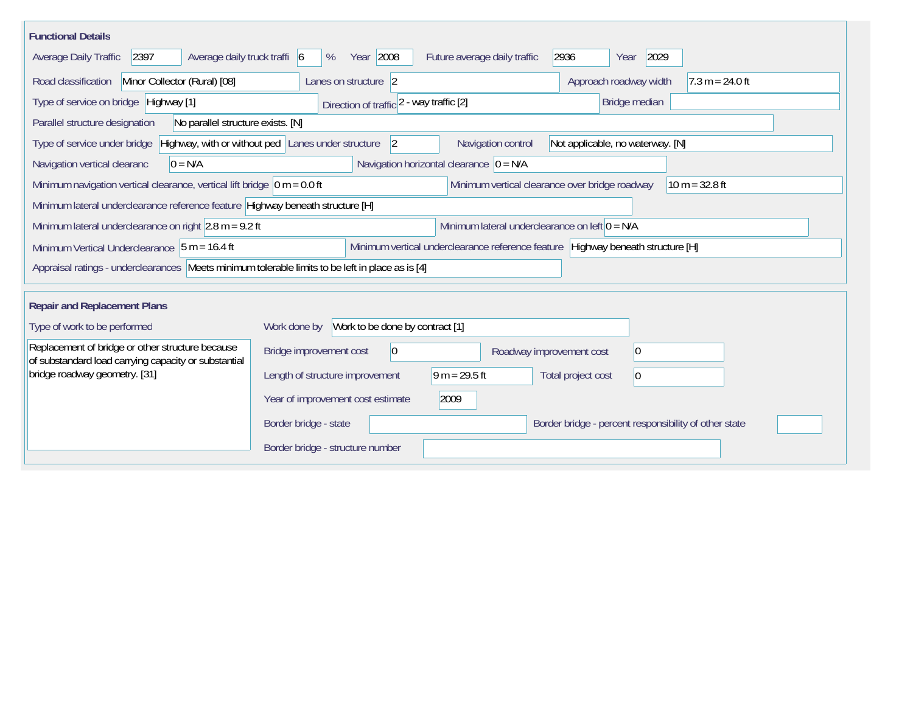## Functional Details

| Field | Value |
| --- | --- |
| Average Daily Traffic | 2397 |
| Average daily truck traffi | 6 % |
| Year | 2008 |
| Future average daily traffic | 2936 |
| Year | 2029 |
| Road classification | Minor Collector (Rural) [08] |
| Lanes on structure | 2 |
| Approach roadway width | 7.3 m = 24.0 ft |
| Type of service on bridge | Highway [1] |
| Direction of traffic | 2 - way traffic [2] |
| Bridge median | |
| Parallel structure designation | No parallel structure exists. [N] |
| Type of service under bridge | Highway, with or without ped |
| Lanes under structure | 2 |
| Navigation control | Not applicable, no waterway. [N] |
| Navigation vertical clearanc | 0 = N/A |
| Navigation horizontal clearance | 0 = N/A |
| Minimum navigation vertical clearance, vertical lift bridge | 0 m = 0.0 ft |
| Minimum vertical clearance over bridge roadway | 10 m = 32.8 ft |
| Minimum lateral underclearance reference feature | Highway beneath structure [H] |
| Minimum lateral underclearance on right | 2.8 m = 9.2 ft |
| Minimum lateral underclearance on left | 0 = N/A |
| Minimum Vertical Underclearance | 5 m = 16.4 ft |
| Minimum vertical underclearance reference feature | Highway beneath structure [H] |
| Appraisal ratings - underclearances | Meets minimum tolerable limits to be left in place as is [4] |

## Repair and Replacement Plans

| Field | Value |
| --- | --- |
| Type of work to be performed | Replacement of bridge or other structure because of substandard load carrying capacity or substantial bridge roadway geometry. [31] |
| Work done by | Work to be done by contract [1] |
| Bridge improvement cost | 0 |
| Roadway improvement cost | 0 |
| Length of structure improvement | 9 m = 29.5 ft |
| Total project cost | 0 |
| Year of improvement cost estimate | 2009 |
| Border bridge - state | |
| Border bridge - percent responsibility of other state | |
| Border bridge - structure number | |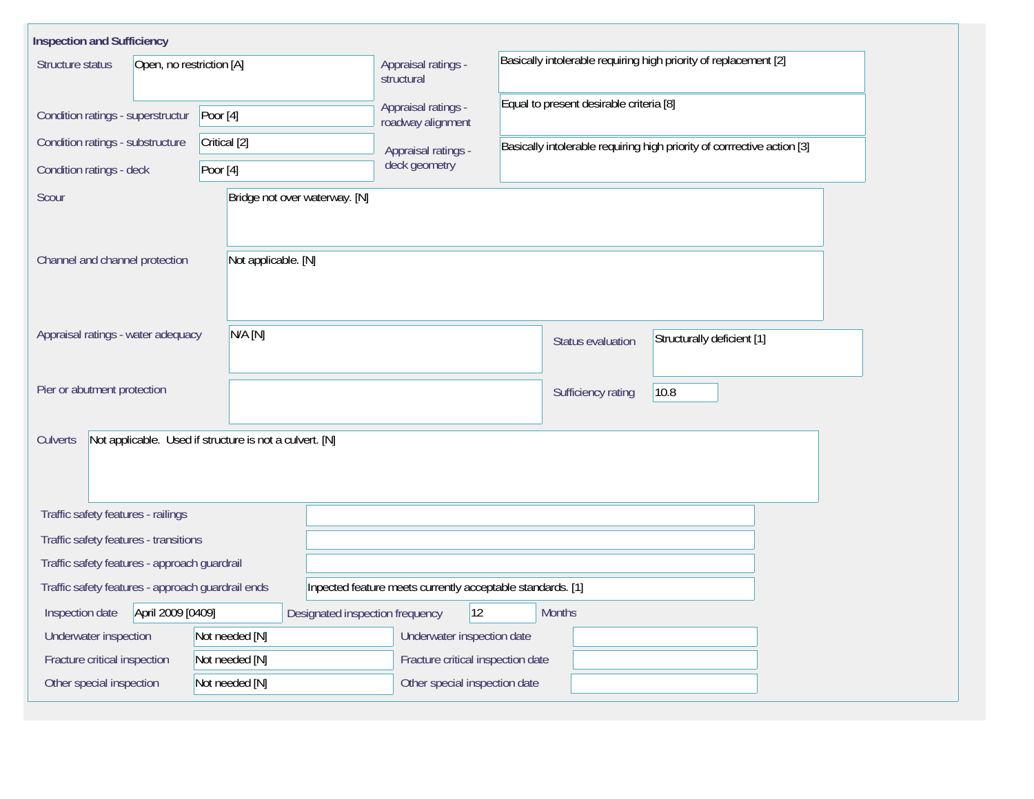## Inspection and Sufficiency

| Field | Value |
|---|---|
| Structure status | Open, no restriction [A] |
| Condition ratings - superstructur | Poor [4] |
| Condition ratings - substructure | Critical [2] |
| Condition ratings - deck | Poor [4] |
| Appraisal ratings - structural | Basically intolerable requiring high priority of replacement [2] |
| Appraisal ratings - roadway alignment | Equal to present desirable criteria [8] |
| Appraisal ratings - deck geometry | Basically intolerable requiring high priority of corrrective action [3] |
| Scour | Bridge not over waterway. [N] |
| Channel and channel protection | Not applicable. [N] |
| Appraisal ratings - water adequacy | N/A [N] |
| Pier or abutment protection | |
| Status evaluation | Structurally deficient [1] |
| Sufficiency rating | 10.8 |
| Culverts | Not applicable. Used if structure is not a culvert. [N] |
| Traffic safety features - railings | |
| Traffic safety features - transitions | |
| Traffic safety features - approach guardrail | |
| Traffic safety features - approach guardrail ends | Inpected feature meets currently acceptable standards. [1] |
| Inspection date | April 2009 [0409] |
| Designated inspection frequency | 12 Months |
| Underwater inspection | Not needed [N] |
| Underwater inspection date | |
| Fracture critical inspection | Not needed [N] |
| Fracture critical inspection date | |
| Other special inspection | Not needed [N] |
| Other special inspection date | |